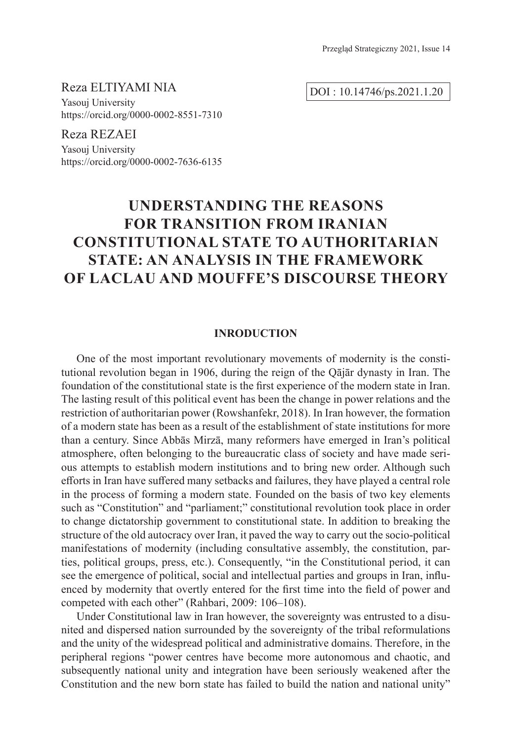Reza ELTIYAMI NIA
Yasouj University
https://orcid.org/0000-0002-8551-7310

Reza REZAEI
Yasouj University
https://orcid.org/0000-0002-7636-6135

DOI : 10.14746/ps.2021.1.20

# UNDERSTANDING THE REASONS FOR TRANSITION FROM IRANIAN CONSTITUTIONAL STATE TO AUTHORITARIAN STATE: AN ANALYSIS IN THE FRAMEWORK OF LACLAU AND MOUFFE'S DISCOURSE THEORY

## INRODUCTION

One of the most important revolutionary movements of modernity is the constitutional revolution began in 1906, during the reign of the Qājār dynasty in Iran. The foundation of the constitutional state is the first experience of the modern state in Iran. The lasting result of this political event has been the change in power relations and the restriction of authoritarian power (Rowshanfekr, 2018). In Iran however, the formation of a modern state has been as a result of the establishment of state institutions for more than a century. Since Abbās Mirzā, many reformers have emerged in Iran's political atmosphere, often belonging to the bureaucratic class of society and have made serious attempts to establish modern institutions and to bring new order. Although such efforts in Iran have suffered many setbacks and failures, they have played a central role in the process of forming a modern state. Founded on the basis of two key elements such as "Constitution" and "parliament;" constitutional revolution took place in order to change dictatorship government to constitutional state. In addition to breaking the structure of the old autocracy over Iran, it paved the way to carry out the socio-political manifestations of modernity (including consultative assembly, the constitution, parties, political groups, press, etc.). Consequently, "in the Constitutional period, it can see the emergence of political, social and intellectual parties and groups in Iran, influenced by modernity that overtly entered for the first time into the field of power and competed with each other" (Rahbari, 2009: 106–108).

Under Constitutional law in Iran however, the sovereignty was entrusted to a disunited and dispersed nation surrounded by the sovereignty of the tribal reformulations and the unity of the widespread political and administrative domains. Therefore, in the peripheral regions "power centres have become more autonomous and chaotic, and subsequently national unity and integration have been seriously weakened after the Constitution and the new born state has failed to build the nation and national unity"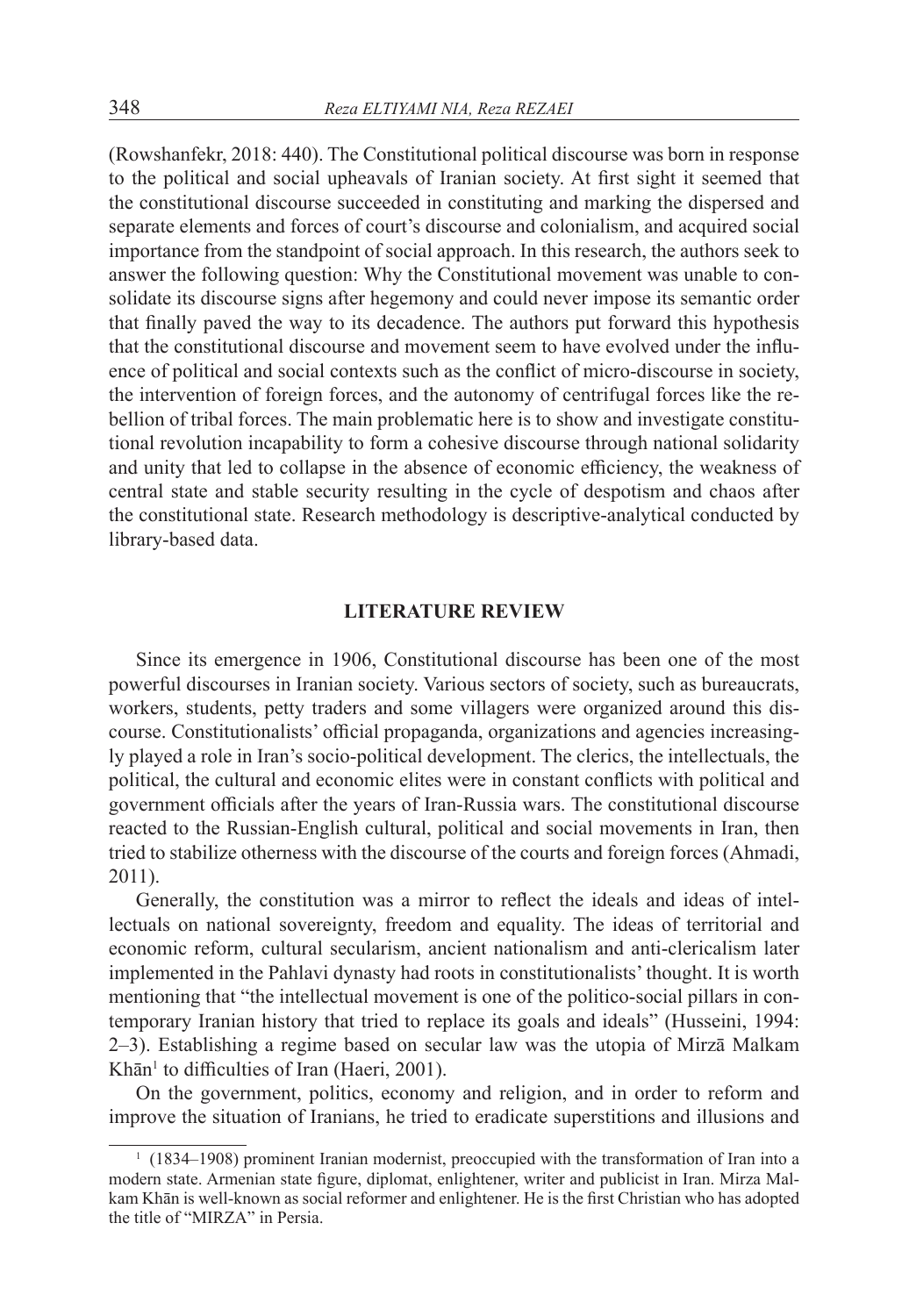(Rowshanfekr, 2018: 440). The Constitutional political discourse was born in response to the political and social upheavals of Iranian society. At first sight it seemed that the constitutional discourse succeeded in constituting and marking the dispersed and separate elements and forces of court's discourse and colonialism, and acquired social importance from the standpoint of social approach. In this research, the authors seek to answer the following question: Why the Constitutional movement was unable to consolidate its discourse signs after hegemony and could never impose its semantic order that finally paved the way to its decadence. The authors put forward this hypothesis that the constitutional discourse and movement seem to have evolved under the influence of political and social contexts such as the conflict of micro-discourse in society, the intervention of foreign forces, and the autonomy of centrifugal forces like the rebellion of tribal forces. The main problematic here is to show and investigate constitutional revolution incapability to form a cohesive discourse through national solidarity and unity that led to collapse in the absence of economic efficiency, the weakness of central state and stable security resulting in the cycle of despotism and chaos after the constitutional state. Research methodology is descriptive-analytical conducted by library-based data.

## LITERATURE REVIEW

Since its emergence in 1906, Constitutional discourse has been one of the most powerful discourses in Iranian society. Various sectors of society, such as bureaucrats, workers, students, petty traders and some villagers were organized around this discourse. Constitutionalists' official propaganda, organizations and agencies increasingly played a role in Iran's socio-political development. The clerics, the intellectuals, the political, the cultural and economic elites were in constant conflicts with political and government officials after the years of Iran-Russia wars. The constitutional discourse reacted to the Russian-English cultural, political and social movements in Iran, then tried to stabilize otherness with the discourse of the courts and foreign forces (Ahmadi, 2011).

Generally, the constitution was a mirror to reflect the ideals and ideas of intellectuals on national sovereignty, freedom and equality. The ideas of territorial and economic reform, cultural secularism, ancient nationalism and anti-clericalism later implemented in the Pahlavi dynasty had roots in constitutionalists' thought. It is worth mentioning that "the intellectual movement is one of the politico-social pillars in contemporary Iranian history that tried to replace its goals and ideals" (Husseini, 1994: 2–3). Establishing a regime based on secular law was the utopia of Mirzā Malkam Khān[1] to difficulties of Iran (Haeri, 2001).

On the government, politics, economy and religion, and in order to reform and improve the situation of Iranians, he tried to eradicate superstitions and illusions and

[1] (1834–1908) prominent Iranian modernist, preoccupied with the transformation of Iran into a modern state. Armenian state figure, diplomat, enlightener, writer and publicist in Iran. Mirza Malkam Khān is well-known as social reformer and enlightener. He is the first Christian who has adopted the title of "MIRZA" in Persia.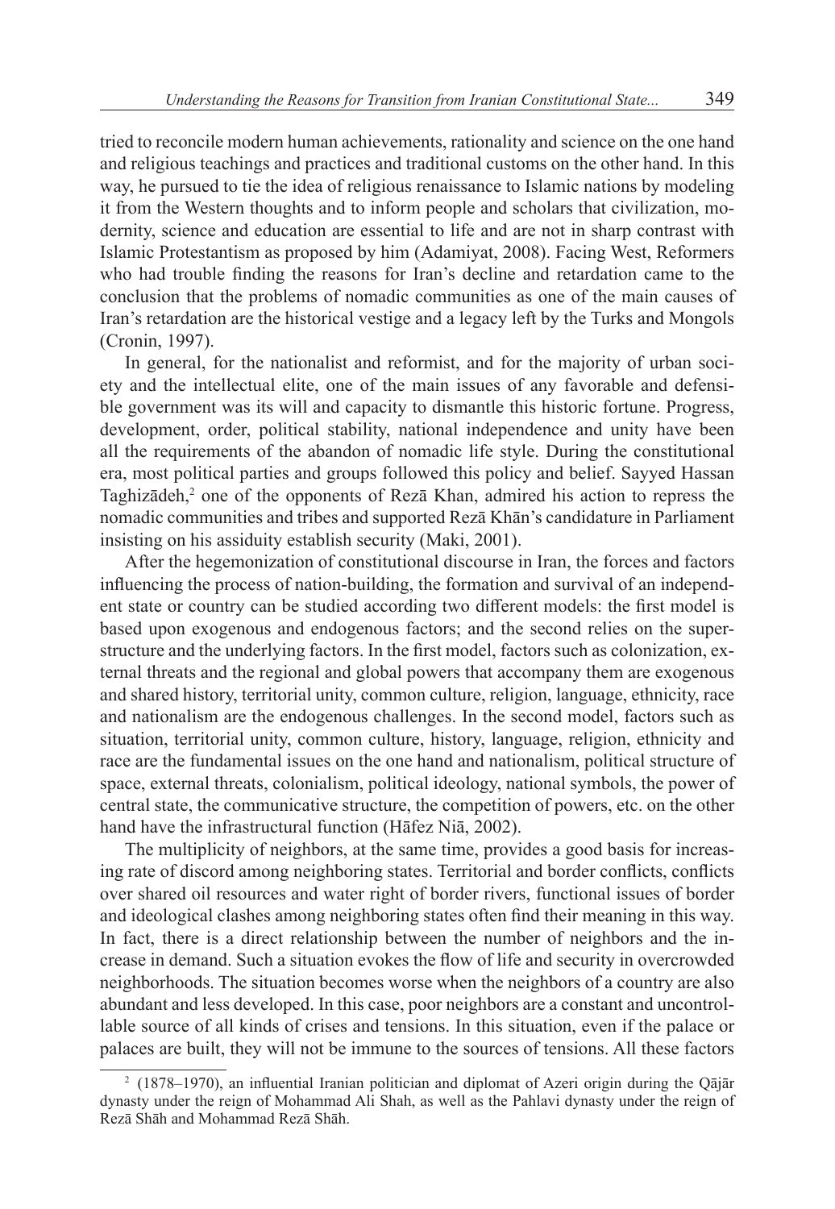tried to reconcile modern human achievements, rationality and science on the one hand and religious teachings and practices and traditional customs on the other hand. In this way, he pursued to tie the idea of religious renaissance to Islamic nations by modeling it from the Western thoughts and to inform people and scholars that civilization, modernity, science and education are essential to life and are not in sharp contrast with Islamic Protestantism as proposed by him (Adamiyat, 2008). Facing West, Reformers who had trouble finding the reasons for Iran's decline and retardation came to the conclusion that the problems of nomadic communities as one of the main causes of Iran's retardation are the historical vestige and a legacy left by the Turks and Mongols (Cronin, 1997).

In general, for the nationalist and reformist, and for the majority of urban society and the intellectual elite, one of the main issues of any favorable and defensible government was its will and capacity to dismantle this historic fortune. Progress, development, order, political stability, national independence and unity have been all the requirements of the abandon of nomadic life style. During the constitutional era, most political parties and groups followed this policy and belief. Sayyed Hassan Taghizādeh,[2] one of the opponents of Rezā Khan, admired his action to repress the nomadic communities and tribes and supported Rezā Khān's candidature in Parliament insisting on his assiduity establish security (Maki, 2001).

After the hegemonization of constitutional discourse in Iran, the forces and factors influencing the process of nation-building, the formation and survival of an independent state or country can be studied according two different models: the first model is based upon exogenous and endogenous factors; and the second relies on the superstructure and the underlying factors. In the first model, factors such as colonization, external threats and the regional and global powers that accompany them are exogenous and shared history, territorial unity, common culture, religion, language, ethnicity, race and nationalism are the endogenous challenges. In the second model, factors such as situation, territorial unity, common culture, history, language, religion, ethnicity and race are the fundamental issues on the one hand and nationalism, political structure of space, external threats, colonialism, political ideology, national symbols, the power of central state, the communicative structure, the competition of powers, etc. on the other hand have the infrastructural function (Hāfez Niā, 2002).

The multiplicity of neighbors, at the same time, provides a good basis for increasing rate of discord among neighboring states. Territorial and border conflicts, conflicts over shared oil resources and water right of border rivers, functional issues of border and ideological clashes among neighboring states often find their meaning in this way. In fact, there is a direct relationship between the number of neighbors and the increase in demand. Such a situation evokes the flow of life and security in overcrowded neighborhoods. The situation becomes worse when the neighbors of a country are also abundant and less developed. In this case, poor neighbors are a constant and uncontrollable source of all kinds of crises and tensions. In this situation, even if the palace or palaces are built, they will not be immune to the sources of tensions. All these factors

---

[2] (1878–1970), an influential Iranian politician and diplomat of Azeri origin during the Qājār dynasty under the reign of Mohammad Ali Shah, as well as the Pahlavi dynasty under the reign of Rezā Shāh and Mohammad Rezā Shāh.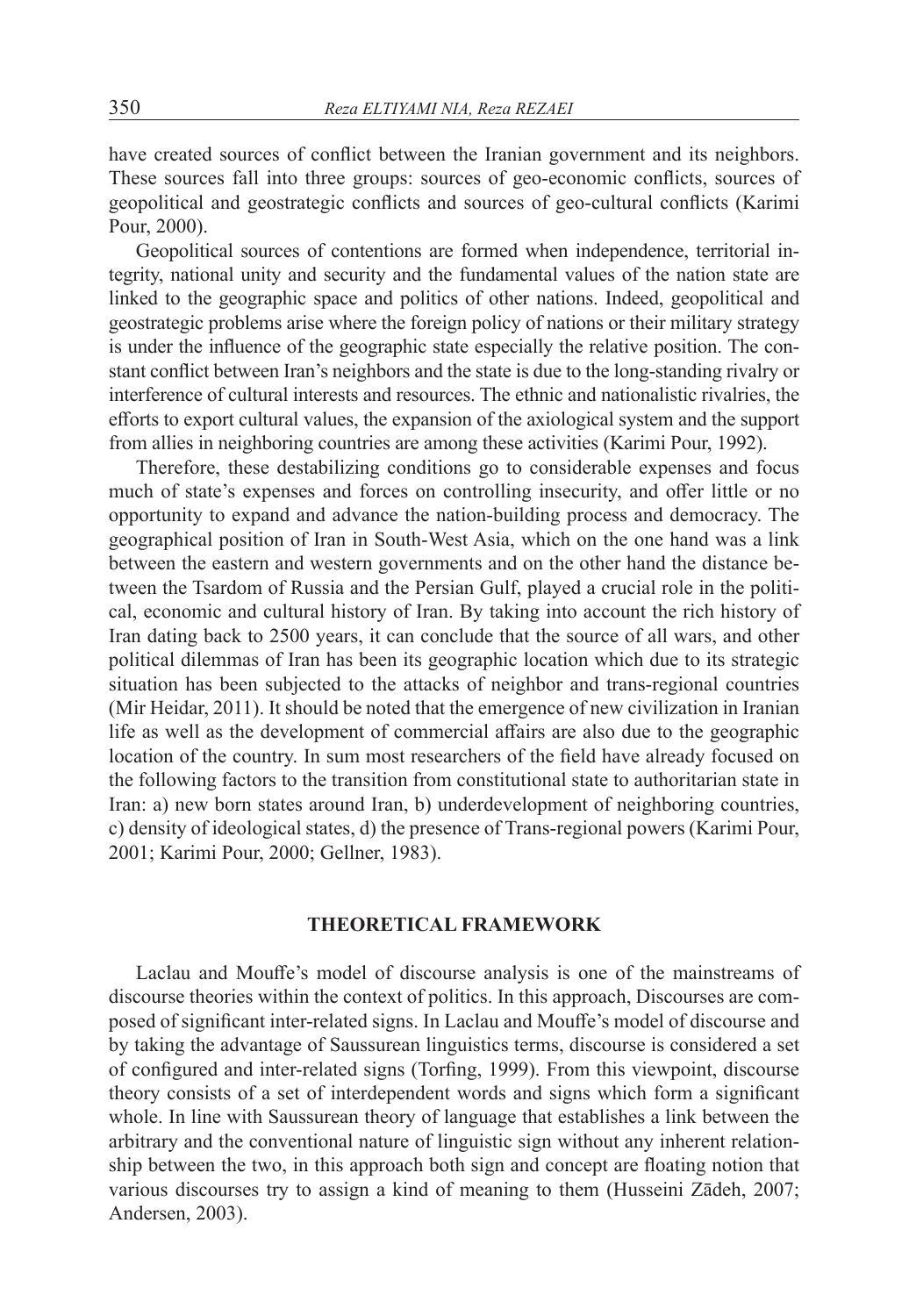have created sources of conflict between the Iranian government and its neighbors. These sources fall into three groups: sources of geo-economic conflicts, sources of geopolitical and geostrategic conflicts and sources of geo-cultural conflicts (Karimi Pour, 2000).

Geopolitical sources of contentions are formed when independence, territorial integrity, national unity and security and the fundamental values of the nation state are linked to the geographic space and politics of other nations. Indeed, geopolitical and geostrategic problems arise where the foreign policy of nations or their military strategy is under the influence of the geographic state especially the relative position. The constant conflict between Iran's neighbors and the state is due to the long-standing rivalry or interference of cultural interests and resources. The ethnic and nationalistic rivalries, the efforts to export cultural values, the expansion of the axiological system and the support from allies in neighboring countries are among these activities (Karimi Pour, 1992).

Therefore, these destabilizing conditions go to considerable expenses and focus much of state's expenses and forces on controlling insecurity, and offer little or no opportunity to expand and advance the nation-building process and democracy. The geographical position of Iran in South-West Asia, which on the one hand was a link between the eastern and western governments and on the other hand the distance between the Tsardom of Russia and the Persian Gulf, played a crucial role in the political, economic and cultural history of Iran. By taking into account the rich history of Iran dating back to 2500 years, it can conclude that the source of all wars, and other political dilemmas of Iran has been its geographic location which due to its strategic situation has been subjected to the attacks of neighbor and trans-regional countries (Mir Heidar, 2011). It should be noted that the emergence of new civilization in Iranian life as well as the development of commercial affairs are also due to the geographic location of the country. In sum most researchers of the field have already focused on the following factors to the transition from constitutional state to authoritarian state in Iran: a) new born states around Iran, b) underdevelopment of neighboring countries, c) density of ideological states, d) the presence of Trans-regional powers (Karimi Pour, 2001; Karimi Pour, 2000; Gellner, 1983).

## THEORETICAL FRAMEWORK

Laclau and Mouffe's model of discourse analysis is one of the mainstreams of discourse theories within the context of politics. In this approach, Discourses are composed of significant inter-related signs. In Laclau and Mouffe's model of discourse and by taking the advantage of Saussurean linguistics terms, discourse is considered a set of configured and inter-related signs (Torfing, 1999). From this viewpoint, discourse theory consists of a set of interdependent words and signs which form a significant whole. In line with Saussurean theory of language that establishes a link between the arbitrary and the conventional nature of linguistic sign without any inherent relationship between the two, in this approach both sign and concept are floating notion that various discourses try to assign a kind of meaning to them (Husseini Zādeh, 2007; Andersen, 2003).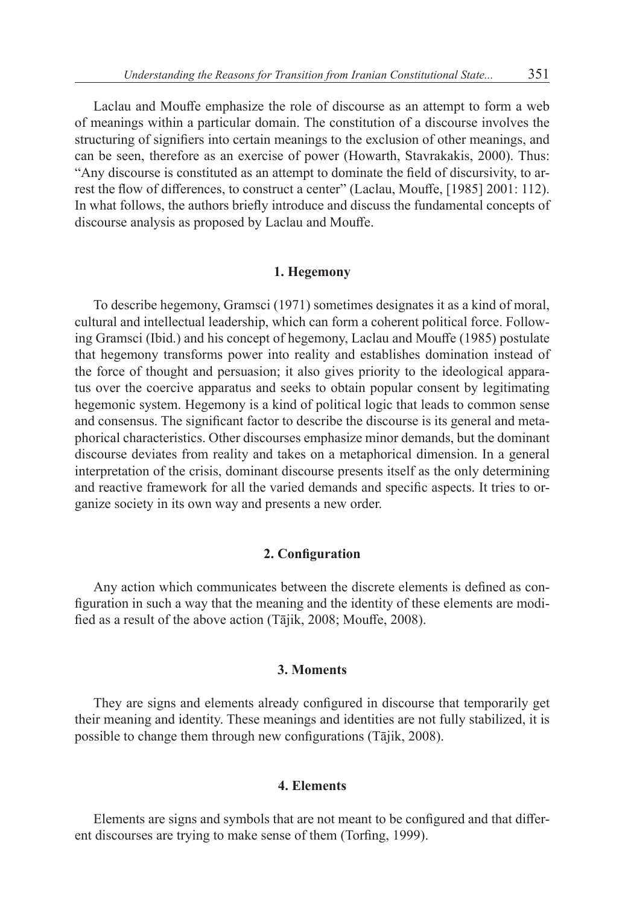Laclau and Mouffe emphasize the role of discourse as an attempt to form a web of meanings within a particular domain. The constitution of a discourse involves the structuring of signifiers into certain meanings to the exclusion of other meanings, and can be seen, therefore as an exercise of power (Howarth, Stavrakakis, 2000). Thus: "Any discourse is constituted as an attempt to dominate the field of discursivity, to arrest the flow of differences, to construct a center" (Laclau, Mouffe, [1985] 2001: 112). In what follows, the authors briefly introduce and discuss the fundamental concepts of discourse analysis as proposed by Laclau and Mouffe.

### 1. Hegemony

To describe hegemony, Gramsci (1971) sometimes designates it as a kind of moral, cultural and intellectual leadership, which can form a coherent political force. Following Gramsci (Ibid.) and his concept of hegemony, Laclau and Mouffe (1985) postulate that hegemony transforms power into reality and establishes domination instead of the force of thought and persuasion; it also gives priority to the ideological apparatus over the coercive apparatus and seeks to obtain popular consent by legitimating hegemonic system. Hegemony is a kind of political logic that leads to common sense and consensus. The significant factor to describe the discourse is its general and metaphorical characteristics. Other discourses emphasize minor demands, but the dominant discourse deviates from reality and takes on a metaphorical dimension. In a general interpretation of the crisis, dominant discourse presents itself as the only determining and reactive framework for all the varied demands and specific aspects. It tries to organize society in its own way and presents a new order.

### 2. Configuration

Any action which communicates between the discrete elements is defined as configuration in such a way that the meaning and the identity of these elements are modified as a result of the above action (Tājik, 2008; Mouffe, 2008).

### 3. Moments

They are signs and elements already configured in discourse that temporarily get their meaning and identity. These meanings and identities are not fully stabilized, it is possible to change them through new configurations (Tājik, 2008).

### 4. Elements

Elements are signs and symbols that are not meant to be configured and that different discourses are trying to make sense of them (Torfing, 1999).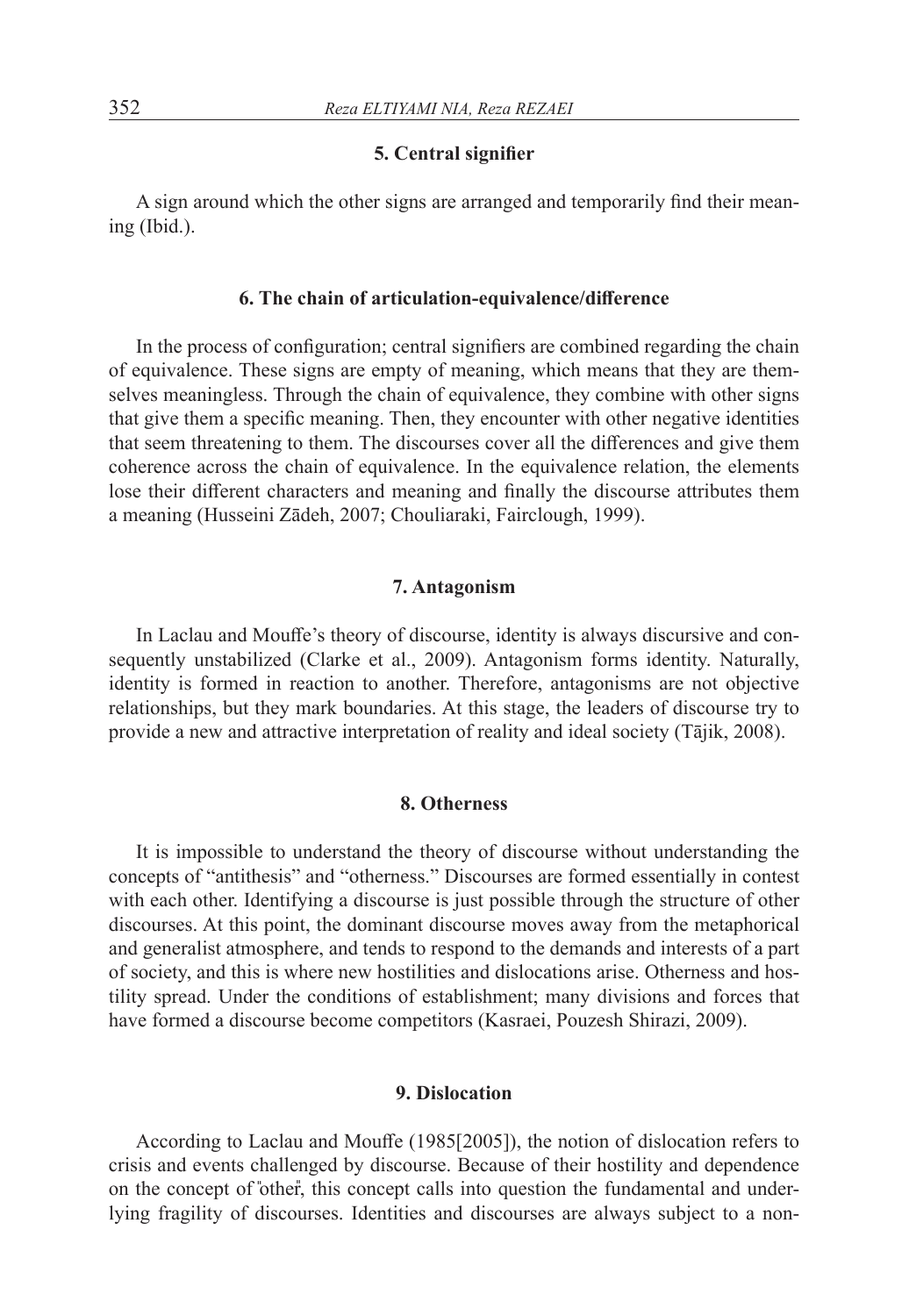### 5. Central signifier

A sign around which the other signs are arranged and temporarily find their meaning (Ibid.).

### 6. The chain of articulation-equivalence/difference

In the process of configuration; central signifiers are combined regarding the chain of equivalence. These signs are empty of meaning, which means that they are themselves meaningless. Through the chain of equivalence, they combine with other signs that give them a specific meaning. Then, they encounter with other negative identities that seem threatening to them. The discourses cover all the differences and give them coherence across the chain of equivalence. In the equivalence relation, the elements lose their different characters and meaning and finally the discourse attributes them a meaning (Husseini Zādeh, 2007; Chouliaraki, Fairclough, 1999).

### 7. Antagonism

In Laclau and Mouffe's theory of discourse, identity is always discursive and consequently unstabilized (Clarke et al., 2009). Antagonism forms identity. Naturally, identity is formed in reaction to another. Therefore, antagonisms are not objective relationships, but they mark boundaries. At this stage, the leaders of discourse try to provide a new and attractive interpretation of reality and ideal society (Tājik, 2008).

### 8. Otherness

It is impossible to understand the theory of discourse without understanding the concepts of "antithesis" and "otherness." Discourses are formed essentially in contest with each other. Identifying a discourse is just possible through the structure of other discourses. At this point, the dominant discourse moves away from the metaphorical and generalist atmosphere, and tends to respond to the demands and interests of a part of society, and this is where new hostilities and dislocations arise. Otherness and hostility spread. Under the conditions of establishment; many divisions and forces that have formed a discourse become competitors (Kasraei, Pouzesh Shirazi, 2009).

### 9. Dislocation

According to Laclau and Mouffe (1985[2005]), the notion of dislocation refers to crisis and events challenged by discourse. Because of their hostility and dependence on the concept of "other", this concept calls into question the fundamental and underlying fragility of discourses. Identities and discourses are always subject to a non-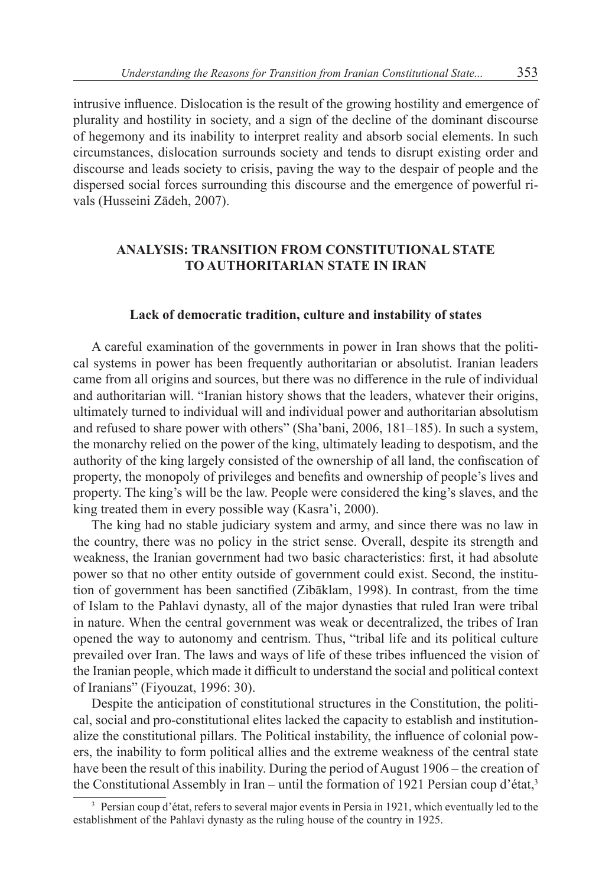intrusive influence. Dislocation is the result of the growing hostility and emergence of plurality and hostility in society, and a sign of the decline of the dominant discourse of hegemony and its inability to interpret reality and absorb social elements. In such circumstances, dislocation surrounds society and tends to disrupt existing order and discourse and leads society to crisis, paving the way to the despair of people and the dispersed social forces surrounding this discourse and the emergence of powerful rivals (Husseini Zādeh, 2007).

## ANALYSIS: TRANSITION FROM CONSTITUTIONAL STATE TO AUTHORITARIAN STATE IN IRAN

### Lack of democratic tradition, culture and instability of states

A careful examination of the governments in power in Iran shows that the political systems in power has been frequently authoritarian or absolutist. Iranian leaders came from all origins and sources, but there was no difference in the rule of individual and authoritarian will. "Iranian history shows that the leaders, whatever their origins, ultimately turned to individual will and individual power and authoritarian absolutism and refused to share power with others" (Sha'bani, 2006, 181–185). In such a system, the monarchy relied on the power of the king, ultimately leading to despotism, and the authority of the king largely consisted of the ownership of all land, the confiscation of property, the monopoly of privileges and benefits and ownership of people's lives and property. The king's will be the law. People were considered the king's slaves, and the king treated them in every possible way (Kasra'i, 2000).

The king had no stable judiciary system and army, and since there was no law in the country, there was no policy in the strict sense. Overall, despite its strength and weakness, the Iranian government had two basic characteristics: first, it had absolute power so that no other entity outside of government could exist. Second, the institution of government has been sanctified (Zibāklam, 1998). In contrast, from the time of Islam to the Pahlavi dynasty, all of the major dynasties that ruled Iran were tribal in nature. When the central government was weak or decentralized, the tribes of Iran opened the way to autonomy and centrism. Thus, "tribal life and its political culture prevailed over Iran. The laws and ways of life of these tribes influenced the vision of the Iranian people, which made it difficult to understand the social and political context of Iranians" (Fiyouzat, 1996: 30).

Despite the anticipation of constitutional structures in the Constitution, the political, social and pro-constitutional elites lacked the capacity to establish and institutionalize the constitutional pillars. The Political instability, the influence of colonial powers, the inability to form political allies and the extreme weakness of the central state have been the result of this inability. During the period of August 1906 – the creation of the Constitutional Assembly in Iran – until the formation of 1921 Persian coup d'état,[3]

[3] Persian coup d'état, refers to several major events in Persia in 1921, which eventually led to the establishment of the Pahlavi dynasty as the ruling house of the country in 1925.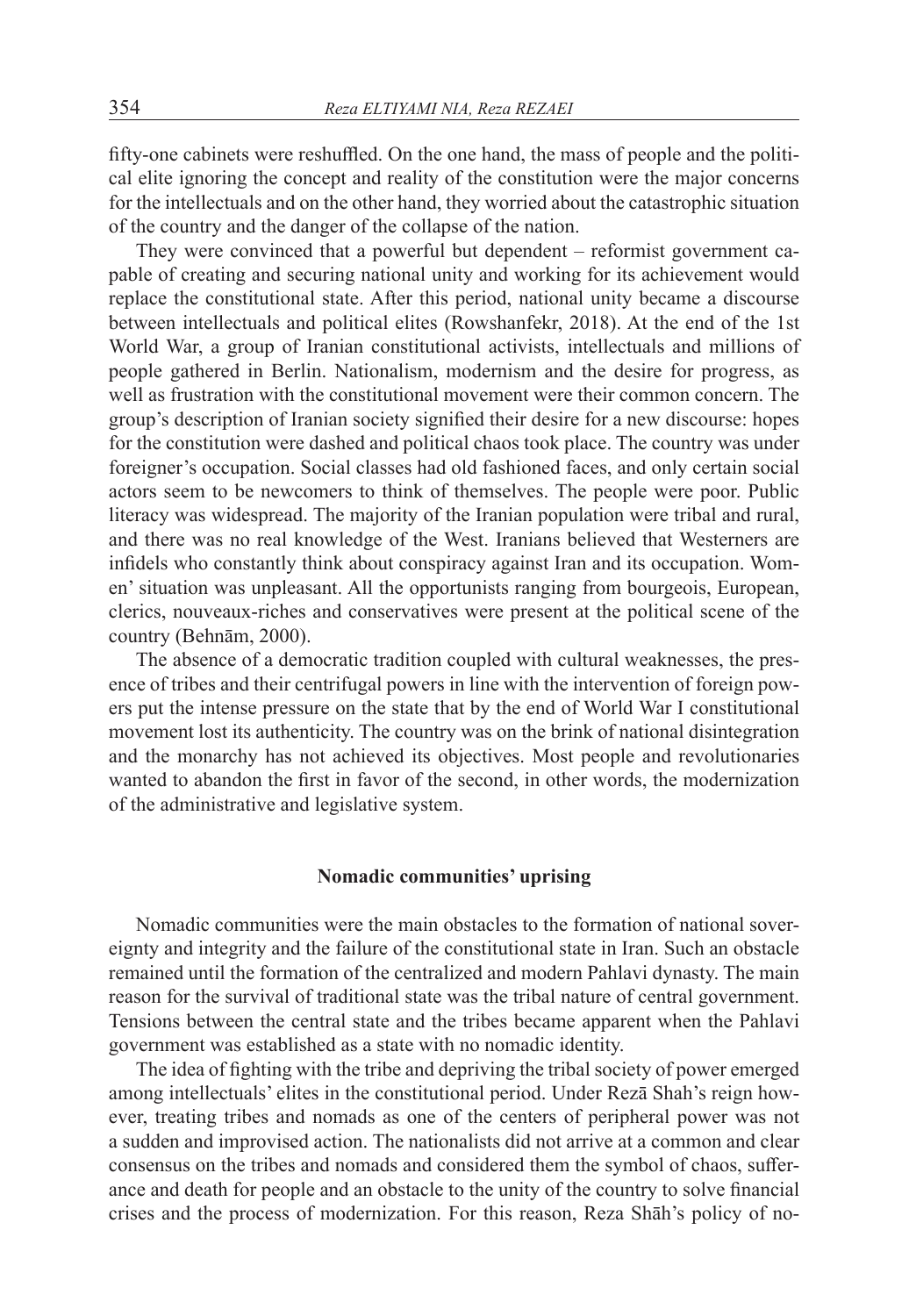fifty-one cabinets were reshuffled. On the one hand, the mass of people and the political elite ignoring the concept and reality of the constitution were the major concerns for the intellectuals and on the other hand, they worried about the catastrophic situation of the country and the danger of the collapse of the nation.

They were convinced that a powerful but dependent – reformist government capable of creating and securing national unity and working for its achievement would replace the constitutional state. After this period, national unity became a discourse between intellectuals and political elites (Rowshanfekr, 2018). At the end of the 1st World War, a group of Iranian constitutional activists, intellectuals and millions of people gathered in Berlin. Nationalism, modernism and the desire for progress, as well as frustration with the constitutional movement were their common concern. The group's description of Iranian society signified their desire for a new discourse: hopes for the constitution were dashed and political chaos took place. The country was under foreigner's occupation. Social classes had old fashioned faces, and only certain social actors seem to be newcomers to think of themselves. The people were poor. Public literacy was widespread. The majority of the Iranian population were tribal and rural, and there was no real knowledge of the West. Iranians believed that Westerners are infidels who constantly think about conspiracy against Iran and its occupation. Women' situation was unpleasant. All the opportunists ranging from bourgeois, European, clerics, nouveaux-riches and conservatives were present at the political scene of the country (Behnām, 2000).

The absence of a democratic tradition coupled with cultural weaknesses, the presence of tribes and their centrifugal powers in line with the intervention of foreign powers put the intense pressure on the state that by the end of World War I constitutional movement lost its authenticity. The country was on the brink of national disintegration and the monarchy has not achieved its objectives. Most people and revolutionaries wanted to abandon the first in favor of the second, in other words, the modernization of the administrative and legislative system.

## Nomadic communities' uprising

Nomadic communities were the main obstacles to the formation of national sovereignty and integrity and the failure of the constitutional state in Iran. Such an obstacle remained until the formation of the centralized and modern Pahlavi dynasty. The main reason for the survival of traditional state was the tribal nature of central government. Tensions between the central state and the tribes became apparent when the Pahlavi government was established as a state with no nomadic identity.

The idea of fighting with the tribe and depriving the tribal society of power emerged among intellectuals' elites in the constitutional period. Under Rezā Shah's reign however, treating tribes and nomads as one of the centers of peripheral power was not a sudden and improvised action. The nationalists did not arrive at a common and clear consensus on the tribes and nomads and considered them the symbol of chaos, sufferance and death for people and an obstacle to the unity of the country to solve financial crises and the process of modernization. For this reason, Reza Shāh's policy of no-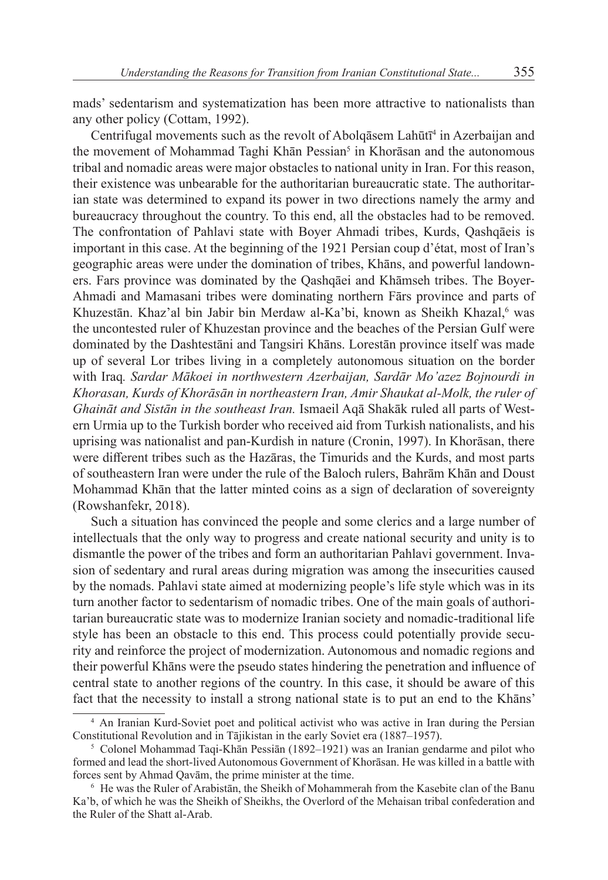mads' sedentarism and systematization has been more attractive to nationalists than any other policy (Cottam, 1992).

Centrifugal movements such as the revolt of Abolqāsem Lahūtī[4] in Azerbaijan and the movement of Mohammad Taghi Khān Pessian[5] in Khorāsan and the autonomous tribal and nomadic areas were major obstacles to national unity in Iran. For this reason, their existence was unbearable for the authoritarian bureaucratic state. The authoritarian state was determined to expand its power in two directions namely the army and bureaucracy throughout the country. To this end, all the obstacles had to be removed. The confrontation of Pahlavi state with Boyer Ahmadi tribes, Kurds, Qashqāeis is important in this case. At the beginning of the 1921 Persian coup d'état, most of Iran's geographic areas were under the domination of tribes, Khāns, and powerful landowners. Fars province was dominated by the Qashqāei and Khāmseh tribes. The Boyer-Ahmadi and Mamasani tribes were dominating northern Fārs province and parts of Khuzestān. Khaz'al bin Jabir bin Merdaw al-Ka'bi, known as Sheikh Khazal,[6] was the uncontested ruler of Khuzestan province and the beaches of the Persian Gulf were dominated by the Dashtestāni and Tangsiri Khāns. Lorestān province itself was made up of several Lor tribes living in a completely autonomous situation on the border with Iraq*. Sardar Mākoei in northwestern Azerbaijan, Sardār Mo'azez Bojnourdi in Khorasan, Kurds of Khorāsān in northeastern Iran, Amir Shaukat al-Molk, the ruler of Ghaināt and Sistān in the southeast Iran.* Ismaeil Aqā Shakāk ruled all parts of Western Urmia up to the Turkish border who received aid from Turkish nationalists, and his uprising was nationalist and pan-Kurdish in nature (Cronin, 1997). In Khorāsan, there were different tribes such as the Hazāras, the Timurids and the Kurds, and most parts of southeastern Iran were under the rule of the Baloch rulers, Bahrām Khān and Doust Mohammad Khān that the latter minted coins as a sign of declaration of sovereignty (Rowshanfekr, 2018).

Such a situation has convinced the people and some clerics and a large number of intellectuals that the only way to progress and create national security and unity is to dismantle the power of the tribes and form an authoritarian Pahlavi government. Invasion of sedentary and rural areas during migration was among the insecurities caused by the nomads. Pahlavi state aimed at modernizing people's life style which was in its turn another factor to sedentarism of nomadic tribes. One of the main goals of authoritarian bureaucratic state was to modernize Iranian society and nomadic-traditional life style has been an obstacle to this end. This process could potentially provide security and reinforce the project of modernization. Autonomous and nomadic regions and their powerful Khāns were the pseudo states hindering the penetration and influence of central state to another regions of the country. In this case, it should be aware of this fact that the necessity to install a strong national state is to put an end to the Khāns'

[4] An Iranian Kurd-Soviet poet and political activist who was active in Iran during the Persian Constitutional Revolution and in Tājikistan in the early Soviet era (1887–1957).

[5] Colonel Mohammad Taqi-Khān Pessiān (1892–1921) was an Iranian gendarme and pilot who formed and lead the short-lived Autonomous Government of Khorāsan. He was killed in a battle with forces sent by Ahmad Qavām, the prime minister at the time.

[6] He was the Ruler of Arabistān, the Sheikh of Mohammerah from the Kasebite clan of the Banu Ka'b, of which he was the Sheikh of Sheikhs, the Overlord of the Mehaisan tribal confederation and the Ruler of the Shatt al-Arab.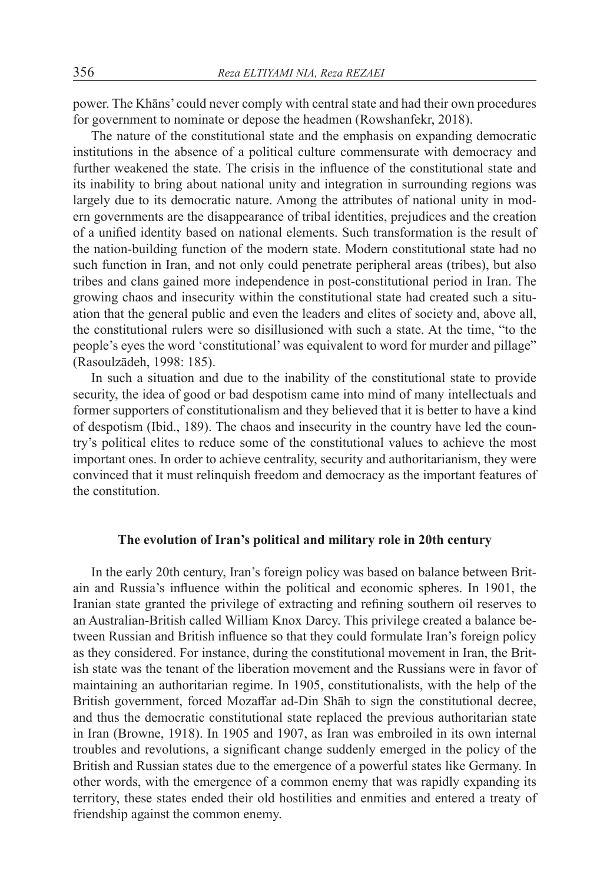power. The Khāns' could never comply with central state and had their own procedures for government to nominate or depose the headmen (Rowshanfekr, 2018).

The nature of the constitutional state and the emphasis on expanding democratic institutions in the absence of a political culture commensurate with democracy and further weakened the state. The crisis in the influence of the constitutional state and its inability to bring about national unity and integration in surrounding regions was largely due to its democratic nature. Among the attributes of national unity in modern governments are the disappearance of tribal identities, prejudices and the creation of a unified identity based on national elements. Such transformation is the result of the nation-building function of the modern state. Modern constitutional state had no such function in Iran, and not only could penetrate peripheral areas (tribes), but also tribes and clans gained more independence in post-constitutional period in Iran. The growing chaos and insecurity within the constitutional state had created such a situation that the general public and even the leaders and elites of society and, above all, the constitutional rulers were so disillusioned with such a state. At the time, "to the people's eyes the word 'constitutional' was equivalent to word for murder and pillage" (Rasoulzādeh, 1998: 185).

In such a situation and due to the inability of the constitutional state to provide security, the idea of good or bad despotism came into mind of many intellectuals and former supporters of constitutionalism and they believed that it is better to have a kind of despotism (Ibid., 189). The chaos and insecurity in the country have led the country's political elites to reduce some of the constitutional values to achieve the most important ones. In order to achieve centrality, security and authoritarianism, they were convinced that it must relinquish freedom and democracy as the important features of the constitution.

## The evolution of Iran's political and military role in 20th century

In the early 20th century, Iran's foreign policy was based on balance between Britain and Russia's influence within the political and economic spheres. In 1901, the Iranian state granted the privilege of extracting and refining southern oil reserves to an Australian-British called William Knox Darcy. This privilege created a balance between Russian and British influence so that they could formulate Iran's foreign policy as they considered. For instance, during the constitutional movement in Iran, the British state was the tenant of the liberation movement and the Russians were in favor of maintaining an authoritarian regime. In 1905, constitutionalists, with the help of the British government, forced Mozaffar ad-Din Shāh to sign the constitutional decree, and thus the democratic constitutional state replaced the previous authoritarian state in Iran (Browne, 1918). In 1905 and 1907, as Iran was embroiled in its own internal troubles and revolutions, a significant change suddenly emerged in the policy of the British and Russian states due to the emergence of a powerful states like Germany. In other words, with the emergence of a common enemy that was rapidly expanding its territory, these states ended their old hostilities and enmities and entered a treaty of friendship against the common enemy.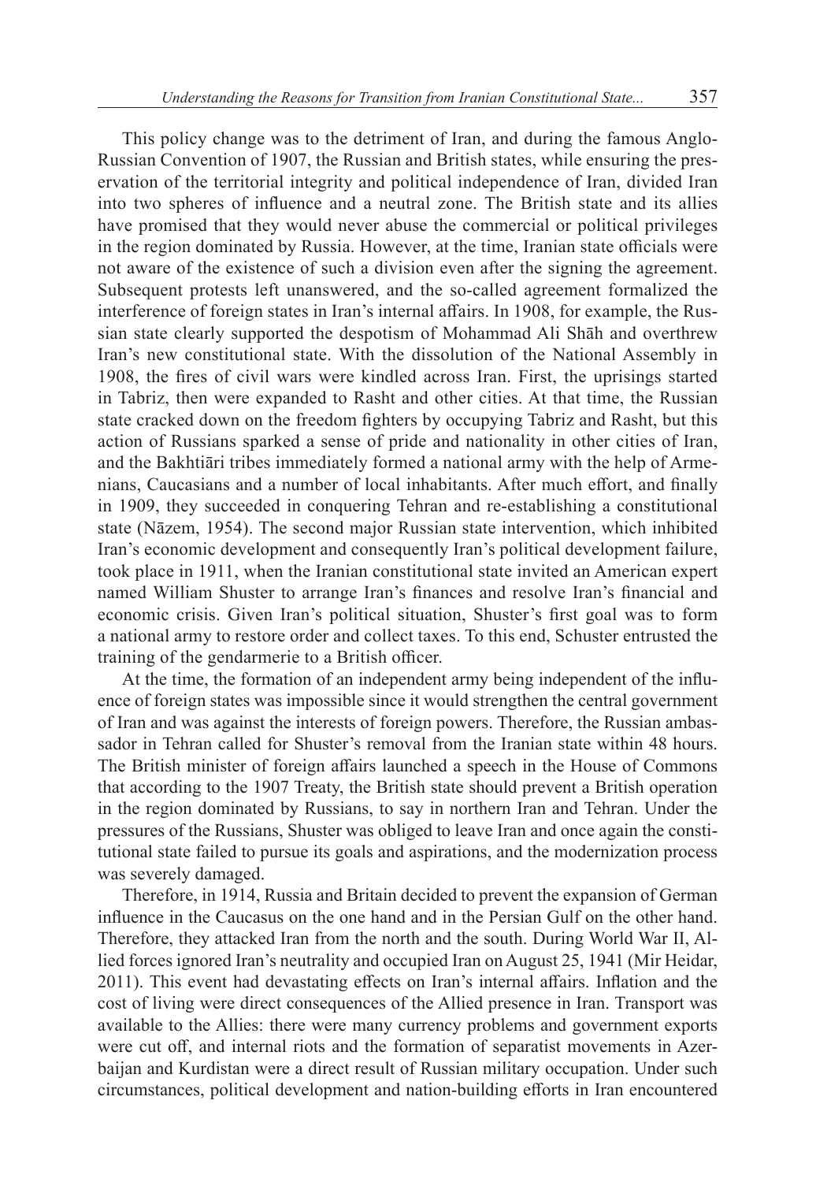This policy change was to the detriment of Iran, and during the famous Anglo-Russian Convention of 1907, the Russian and British states, while ensuring the preservation of the territorial integrity and political independence of Iran, divided Iran into two spheres of influence and a neutral zone. The British state and its allies have promised that they would never abuse the commercial or political privileges in the region dominated by Russia. However, at the time, Iranian state officials were not aware of the existence of such a division even after the signing the agreement. Subsequent protests left unanswered, and the so-called agreement formalized the interference of foreign states in Iran's internal affairs. In 1908, for example, the Russian state clearly supported the despotism of Mohammad Ali Shāh and overthrew Iran's new constitutional state. With the dissolution of the National Assembly in 1908, the fires of civil wars were kindled across Iran. First, the uprisings started in Tabriz, then were expanded to Rasht and other cities. At that time, the Russian state cracked down on the freedom fighters by occupying Tabriz and Rasht, but this action of Russians sparked a sense of pride and nationality in other cities of Iran, and the Bakhtiāri tribes immediately formed a national army with the help of Armenians, Caucasians and a number of local inhabitants. After much effort, and finally in 1909, they succeeded in conquering Tehran and re-establishing a constitutional state (Nāzem, 1954). The second major Russian state intervention, which inhibited Iran's economic development and consequently Iran's political development failure, took place in 1911, when the Iranian constitutional state invited an American expert named William Shuster to arrange Iran's finances and resolve Iran's financial and economic crisis. Given Iran's political situation, Shuster's first goal was to form a national army to restore order and collect taxes. To this end, Schuster entrusted the training of the gendarmerie to a British officer.

At the time, the formation of an independent army being independent of the influence of foreign states was impossible since it would strengthen the central government of Iran and was against the interests of foreign powers. Therefore, the Russian ambassador in Tehran called for Shuster's removal from the Iranian state within 48 hours. The British minister of foreign affairs launched a speech in the House of Commons that according to the 1907 Treaty, the British state should prevent a British operation in the region dominated by Russians, to say in northern Iran and Tehran. Under the pressures of the Russians, Shuster was obliged to leave Iran and once again the constitutional state failed to pursue its goals and aspirations, and the modernization process was severely damaged.

Therefore, in 1914, Russia and Britain decided to prevent the expansion of German influence in the Caucasus on the one hand and in the Persian Gulf on the other hand. Therefore, they attacked Iran from the north and the south. During World War II, Allied forces ignored Iran's neutrality and occupied Iran on August 25, 1941 (Mir Heidar, 2011). This event had devastating effects on Iran's internal affairs. Inflation and the cost of living were direct consequences of the Allied presence in Iran. Transport was available to the Allies: there were many currency problems and government exports were cut off, and internal riots and the formation of separatist movements in Azerbaijan and Kurdistan were a direct result of Russian military occupation. Under such circumstances, political development and nation-building efforts in Iran encountered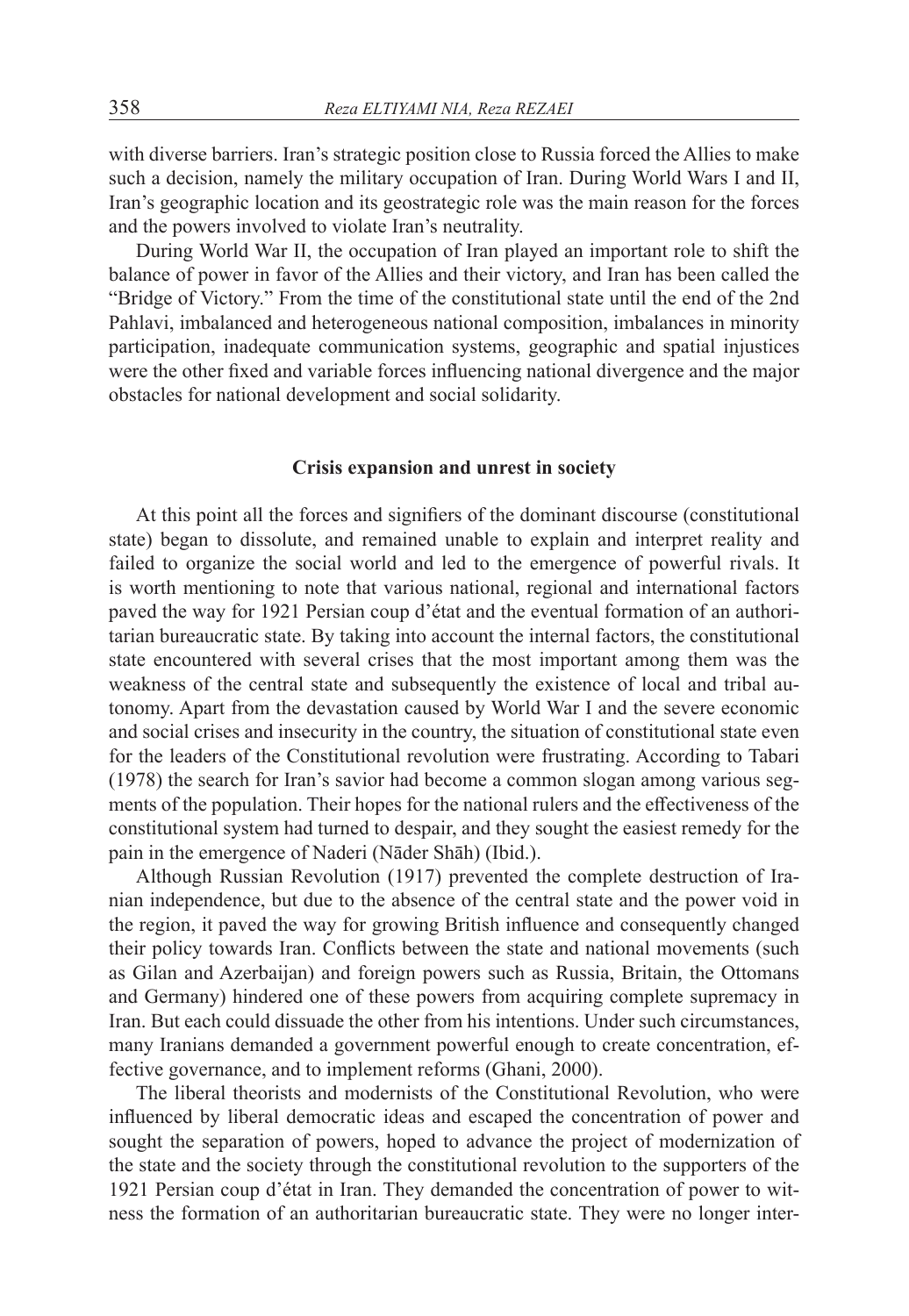with diverse barriers. Iran's strategic position close to Russia forced the Allies to make such a decision, namely the military occupation of Iran. During World Wars I and II, Iran's geographic location and its geostrategic role was the main reason for the forces and the powers involved to violate Iran's neutrality.

During World War II, the occupation of Iran played an important role to shift the balance of power in favor of the Allies and their victory, and Iran has been called the "Bridge of Victory." From the time of the constitutional state until the end of the 2nd Pahlavi, imbalanced and heterogeneous national composition, imbalances in minority participation, inadequate communication systems, geographic and spatial injustices were the other fixed and variable forces influencing national divergence and the major obstacles for national development and social solidarity.

## Crisis expansion and unrest in society

At this point all the forces and signifiers of the dominant discourse (constitutional state) began to dissolute, and remained unable to explain and interpret reality and failed to organize the social world and led to the emergence of powerful rivals. It is worth mentioning to note that various national, regional and international factors paved the way for 1921 Persian coup d'état and the eventual formation of an authoritarian bureaucratic state. By taking into account the internal factors, the constitutional state encountered with several crises that the most important among them was the weakness of the central state and subsequently the existence of local and tribal autonomy. Apart from the devastation caused by World War I and the severe economic and social crises and insecurity in the country, the situation of constitutional state even for the leaders of the Constitutional revolution were frustrating. According to Tabari (1978) the search for Iran's savior had become a common slogan among various segments of the population. Their hopes for the national rulers and the effectiveness of the constitutional system had turned to despair, and they sought the easiest remedy for the pain in the emergence of Naderi (Nāder Shāh) (Ibid.).

Although Russian Revolution (1917) prevented the complete destruction of Iranian independence, but due to the absence of the central state and the power void in the region, it paved the way for growing British influence and consequently changed their policy towards Iran. Conflicts between the state and national movements (such as Gilan and Azerbaijan) and foreign powers such as Russia, Britain, the Ottomans and Germany) hindered one of these powers from acquiring complete supremacy in Iran. But each could dissuade the other from his intentions. Under such circumstances, many Iranians demanded a government powerful enough to create concentration, effective governance, and to implement reforms (Ghani, 2000).

The liberal theorists and modernists of the Constitutional Revolution, who were influenced by liberal democratic ideas and escaped the concentration of power and sought the separation of powers, hoped to advance the project of modernization of the state and the society through the constitutional revolution to the supporters of the 1921 Persian coup d'état in Iran. They demanded the concentration of power to witness the formation of an authoritarian bureaucratic state. They were no longer inter-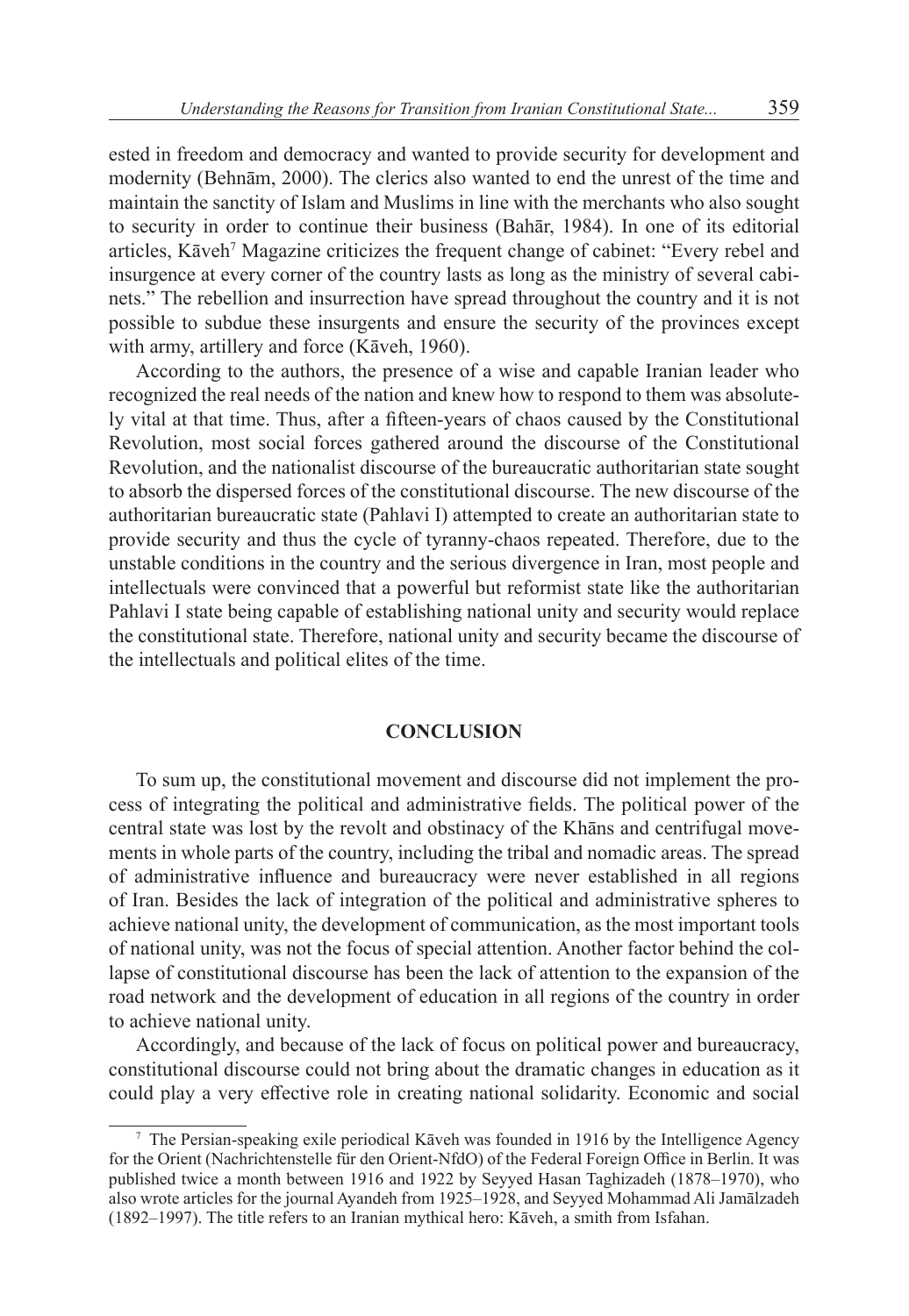ested in freedom and democracy and wanted to provide security for development and modernity (Behnām, 2000). The clerics also wanted to end the unrest of the time and maintain the sanctity of Islam and Muslims in line with the merchants who also sought to security in order to continue their business (Bahār, 1984). In one of its editorial articles, Kāveh[7] Magazine criticizes the frequent change of cabinet: "Every rebel and insurgence at every corner of the country lasts as long as the ministry of several cabinets." The rebellion and insurrection have spread throughout the country and it is not possible to subdue these insurgents and ensure the security of the provinces except with army, artillery and force (Kāveh, 1960).

According to the authors, the presence of a wise and capable Iranian leader who recognized the real needs of the nation and knew how to respond to them was absolutely vital at that time. Thus, after a fifteen-years of chaos caused by the Constitutional Revolution, most social forces gathered around the discourse of the Constitutional Revolution, and the nationalist discourse of the bureaucratic authoritarian state sought to absorb the dispersed forces of the constitutional discourse. The new discourse of the authoritarian bureaucratic state (Pahlavi I) attempted to create an authoritarian state to provide security and thus the cycle of tyranny-chaos repeated. Therefore, due to the unstable conditions in the country and the serious divergence in Iran, most people and intellectuals were convinced that a powerful but reformist state like the authoritarian Pahlavi I state being capable of establishing national unity and security would replace the constitutional state. Therefore, national unity and security became the discourse of the intellectuals and political elites of the time.

## CONCLUSION

To sum up, the constitutional movement and discourse did not implement the process of integrating the political and administrative fields. The political power of the central state was lost by the revolt and obstinacy of the Khāns and centrifugal movements in whole parts of the country, including the tribal and nomadic areas. The spread of administrative influence and bureaucracy were never established in all regions of Iran. Besides the lack of integration of the political and administrative spheres to achieve national unity, the development of communication, as the most important tools of national unity, was not the focus of special attention. Another factor behind the collapse of constitutional discourse has been the lack of attention to the expansion of the road network and the development of education in all regions of the country in order to achieve national unity.

Accordingly, and because of the lack of focus on political power and bureaucracy, constitutional discourse could not bring about the dramatic changes in education as it could play a very effective role in creating national solidarity. Economic and social

[7] The Persian-speaking exile periodical Kāveh was founded in 1916 by the Intelligence Agency for the Orient (Nachrichtenstelle für den Orient-NfdO) of the Federal Foreign Office in Berlin. It was published twice a month between 1916 and 1922 by Seyyed Hasan Taghizadeh (1878–1970), who also wrote articles for the journal Ayandeh from 1925–1928, and Seyyed Mohammad Ali Jamālzadeh (1892–1997). The title refers to an Iranian mythical hero: Kāveh, a smith from Isfahan.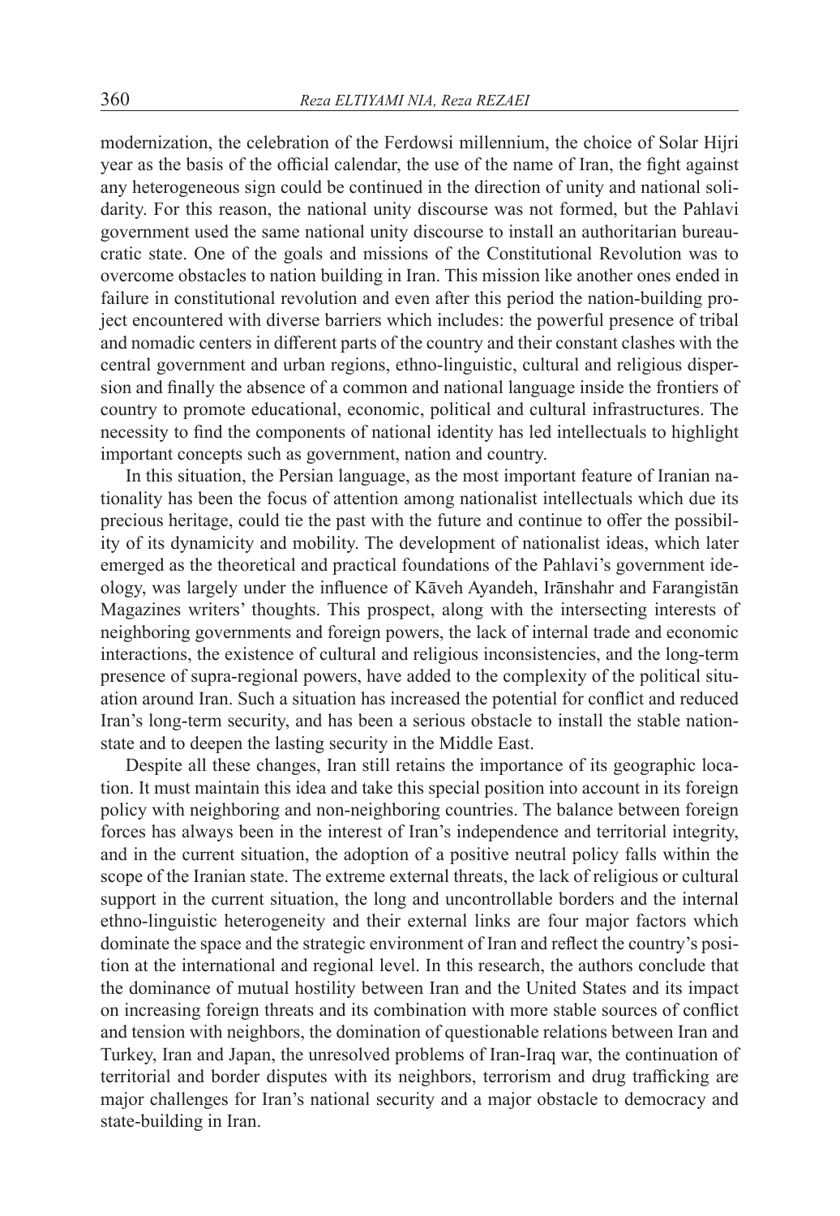modernization, the celebration of the Ferdowsi millennium, the choice of Solar Hijri year as the basis of the official calendar, the use of the name of Iran, the fight against any heterogeneous sign could be continued in the direction of unity and national solidarity. For this reason, the national unity discourse was not formed, but the Pahlavi government used the same national unity discourse to install an authoritarian bureaucratic state. One of the goals and missions of the Constitutional Revolution was to overcome obstacles to nation building in Iran. This mission like another ones ended in failure in constitutional revolution and even after this period the nation-building project encountered with diverse barriers which includes: the powerful presence of tribal and nomadic centers in different parts of the country and their constant clashes with the central government and urban regions, ethno-linguistic, cultural and religious dispersion and finally the absence of a common and national language inside the frontiers of country to promote educational, economic, political and cultural infrastructures. The necessity to find the components of national identity has led intellectuals to highlight important concepts such as government, nation and country.

In this situation, the Persian language, as the most important feature of Iranian nationality has been the focus of attention among nationalist intellectuals which due its precious heritage, could tie the past with the future and continue to offer the possibility of its dynamicity and mobility. The development of nationalist ideas, which later emerged as the theoretical and practical foundations of the Pahlavi's government ideology, was largely under the influence of Kāveh Ayandeh, Irānshahr and Farangistān Magazines writers' thoughts. This prospect, along with the intersecting interests of neighboring governments and foreign powers, the lack of internal trade and economic interactions, the existence of cultural and religious inconsistencies, and the long-term presence of supra-regional powers, have added to the complexity of the political situation around Iran. Such a situation has increased the potential for conflict and reduced Iran's long-term security, and has been a serious obstacle to install the stable nation-state and to deepen the lasting security in the Middle East.

Despite all these changes, Iran still retains the importance of its geographic location. It must maintain this idea and take this special position into account in its foreign policy with neighboring and non-neighboring countries. The balance between foreign forces has always been in the interest of Iran's independence and territorial integrity, and in the current situation, the adoption of a positive neutral policy falls within the scope of the Iranian state. The extreme external threats, the lack of religious or cultural support in the current situation, the long and uncontrollable borders and the internal ethno-linguistic heterogeneity and their external links are four major factors which dominate the space and the strategic environment of Iran and reflect the country's position at the international and regional level. In this research, the authors conclude that the dominance of mutual hostility between Iran and the United States and its impact on increasing foreign threats and its combination with more stable sources of conflict and tension with neighbors, the domination of questionable relations between Iran and Turkey, Iran and Japan, the unresolved problems of Iran-Iraq war, the continuation of territorial and border disputes with its neighbors, terrorism and drug trafficking are major challenges for Iran's national security and a major obstacle to democracy and state-building in Iran.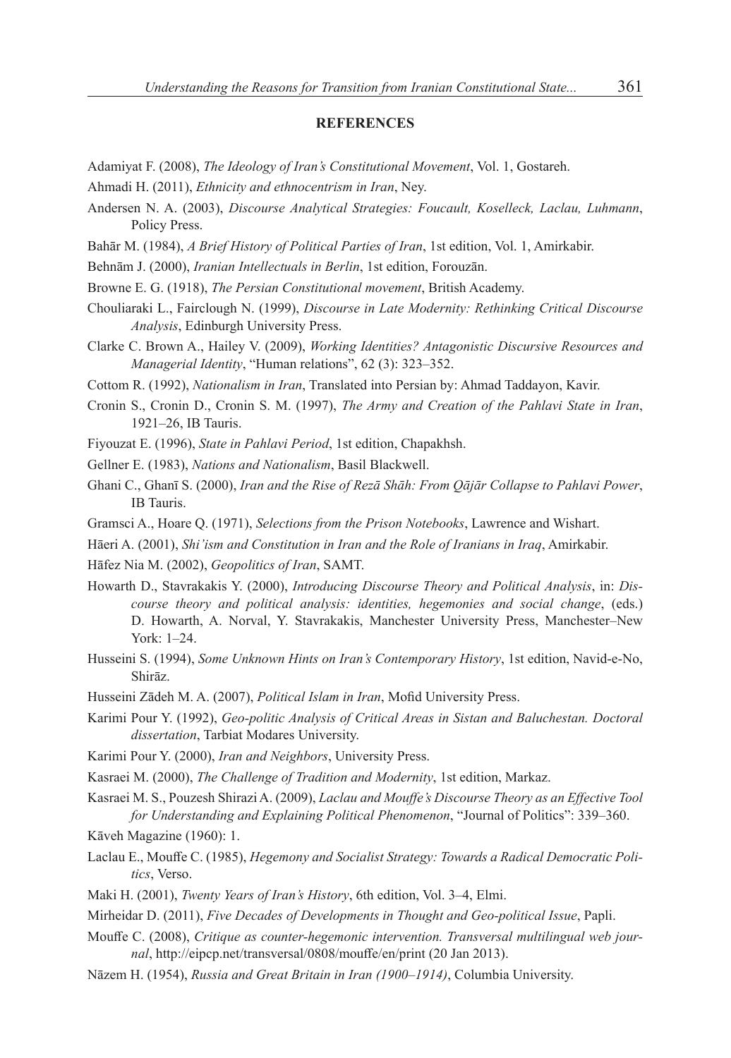## REFERENCES

Adamiyat F. (2008), *The Ideology of Iran's Constitutional Movement*, Vol. 1, Gostareh.

Ahmadi H. (2011), *Ethnicity and ethnocentrism in Iran*, Ney.

Andersen N. A. (2003), *Discourse Analytical Strategies: Foucault, Koselleck, Laclau, Luhmann*, Policy Press.

Bahār M. (1984), *A Brief History of Political Parties of Iran*, 1st edition, Vol. 1, Amirkabir.

Behnām J. (2000), *Iranian Intellectuals in Berlin*, 1st edition, Forouzān.

Browne E. G. (1918), *The Persian Constitutional movement*, British Academy.

Chouliaraki L., Fairclough N. (1999), *Discourse in Late Modernity: Rethinking Critical Discourse Analysis*, Edinburgh University Press.

Clarke C. Brown A., Hailey V. (2009), *Working Identities? Antagonistic Discursive Resources and Managerial Identity*, "Human relations", 62 (3): 323–352.

Cottom R. (1992), *Nationalism in Iran*, Translated into Persian by: Ahmad Taddayon, Kavir.

Cronin S., Cronin D., Cronin S. M. (1997), *The Army and Creation of the Pahlavi State in Iran*, 1921–26, IB Tauris.

Fiyouzat E. (1996), *State in Pahlavi Period*, 1st edition, Chapakhsh.

Gellner E. (1983), *Nations and Nationalism*, Basil Blackwell.

Ghani C., Ghanī S. (2000), *Iran and the Rise of Rezā Shāh: From Qājār Collapse to Pahlavi Power*, IB Tauris.

Gramsci A., Hoare Q. (1971), *Selections from the Prison Notebooks*, Lawrence and Wishart.

Hāeri A. (2001), *Shi'ism and Constitution in Iran and the Role of Iranians in Iraq*, Amirkabir.

Hāfez Nia M. (2002), *Geopolitics of Iran*, SAMT.

Howarth D., Stavrakakis Y. (2000), *Introducing Discourse Theory and Political Analysis*, in: *Discourse theory and political analysis: identities, hegemonies and social change*, (eds.) D. Howarth, A. Norval, Y. Stavrakakis, Manchester University Press, Manchester–New York: 1–24.

Husseini S. (1994), *Some Unknown Hints on Iran's Contemporary History*, 1st edition, Navid-e-No, Shirāz.

Husseini Zādeh M. A. (2007), *Political Islam in Iran*, Mofid University Press.

Karimi Pour Y. (1992), *Geo-politic Analysis of Critical Areas in Sistan and Baluchestan. Doctoral dissertation*, Tarbiat Modares University.

Karimi Pour Y. (2000), *Iran and Neighbors*, University Press.

Kasraei M. (2000), *The Challenge of Tradition and Modernity*, 1st edition, Markaz.

Kasraei M. S., Pouzesh Shirazi A. (2009), *Laclau and Mouffe's Discourse Theory as an Effective Tool for Understanding and Explaining Political Phenomenon*, "Journal of Politics": 339–360.

Kāveh Magazine (1960): 1.

Laclau E., Mouffe C. (1985), *Hegemony and Socialist Strategy: Towards a Radical Democratic Politics*, Verso.

Maki H. (2001), *Twenty Years of Iran's History*, 6th edition, Vol. 3–4, Elmi.

Mirheidar D. (2011), *Five Decades of Developments in Thought and Geo-political Issue*, Papli.

Mouffe C. (2008), *Critique as counter-hegemonic intervention. Transversal multilingual web journal*, http://eipcp.net/transversal/0808/mouffe/en/print (20 Jan 2013).

Nāzem H. (1954), *Russia and Great Britain in Iran (1900–1914)*, Columbia University.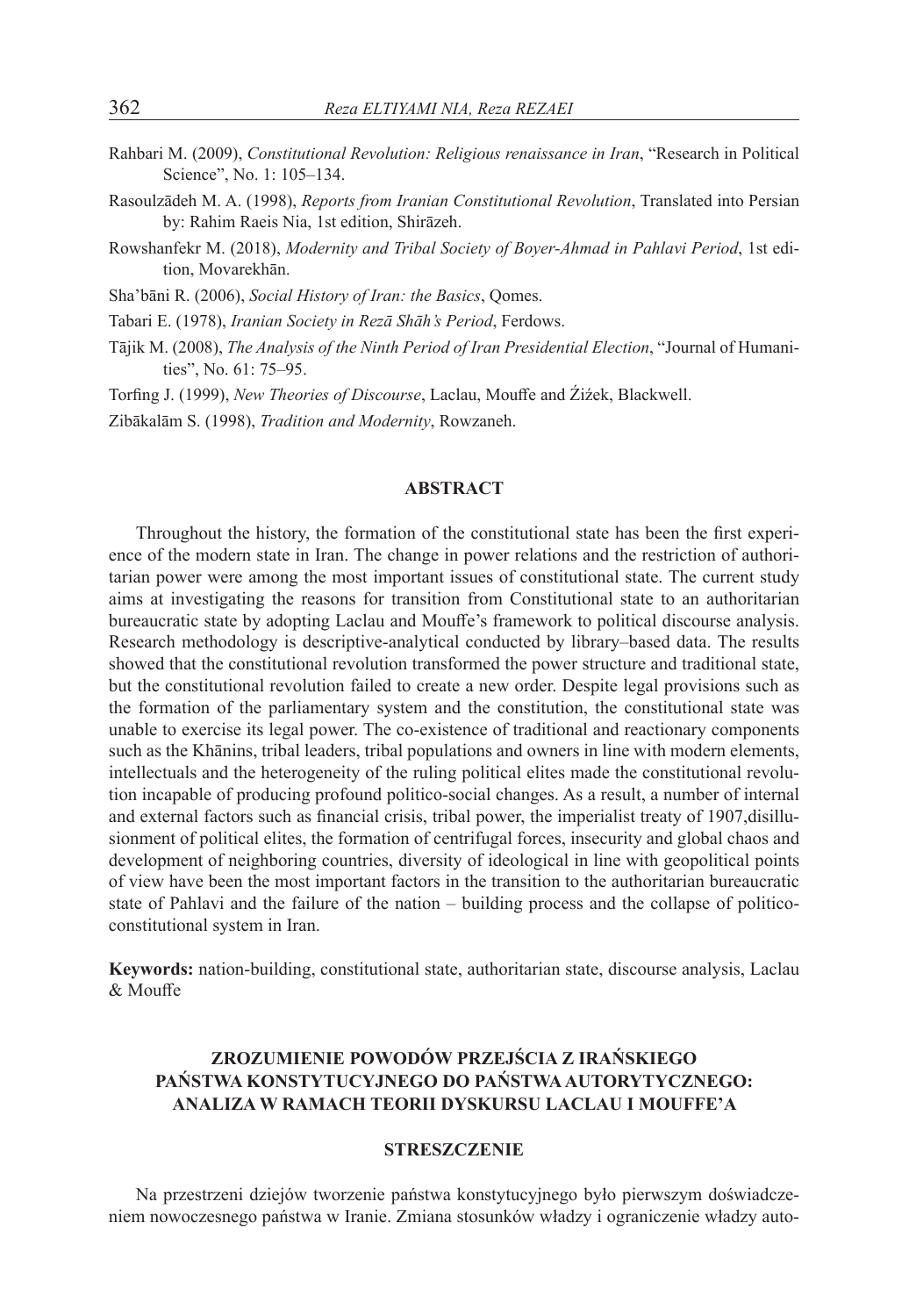Rahbari M. (2009), *Constitutional Revolution: Religious renaissance in Iran*, "Research in Political Science", No. 1: 105–134.

Rasoulzādeh M. A. (1998), *Reports from Iranian Constitutional Revolution*, Translated into Persian by: Rahim Raeis Nia, 1st edition, Shirāzeh.

Rowshanfekr M. (2018), *Modernity and Tribal Society of Boyer-Ahmad in Pahlavi Period*, 1st edition, Movarekhān.

Sha'bāni R. (2006), *Social History of Iran: the Basics*, Qomes.

Tabari E. (1978), *Iranian Society in Rezā Shāh's Period*, Ferdows.

Tājik M. (2008), *The Analysis of the Ninth Period of Iran Presidential Election*, "Journal of Humanities", No. 61: 75–95.

Torfing J. (1999), *New Theories of Discourse*, Laclau, Mouffe and Źiźek, Blackwell.

Zibākalām S. (1998), *Tradition and Modernity*, Rowzaneh.

## ABSTRACT

Throughout the history, the formation of the constitutional state has been the first experience of the modern state in Iran. The change in power relations and the restriction of authoritarian power were among the most important issues of constitutional state. The current study aims at investigating the reasons for transition from Constitutional state to an authoritarian bureaucratic state by adopting Laclau and Mouffe's framework to political discourse analysis. Research methodology is descriptive-analytical conducted by library–based data. The results showed that the constitutional revolution transformed the power structure and traditional state, but the constitutional revolution failed to create a new order. Despite legal provisions such as the formation of the parliamentary system and the constitution, the constitutional state was unable to exercise its legal power. The co-existence of traditional and reactionary components such as the Khānins, tribal leaders, tribal populations and owners in line with modern elements, intellectuals and the heterogeneity of the ruling political elites made the constitutional revolution incapable of producing profound politico-social changes. As a result, a number of internal and external factors such as financial crisis, tribal power, the imperialist treaty of 1907,disillusionment of political elites, the formation of centrifugal forces, insecurity and global chaos and development of neighboring countries, diversity of ideological in line with geopolitical points of view have been the most important factors in the transition to the authoritarian bureaucratic state of Pahlavi and the failure of the nation – building process and the collapse of politico-constitutional system in Iran.

**Keywords:** nation-building, constitutional state, authoritarian state, discourse analysis, Laclau & Mouffe

## ZROZUMIENIE POWODÓW PRZEJŚCIA Z IRAŃSKIEGO PAŃSTWA KONSTYTUCYJNEGO DO PAŃSTWA AUTORYTYCZNEGO: ANALIZA W RAMACH TEORII DYSKURSU LACLAU I MOUFFE'A

## STRESZCZENIE

Na przestrzeni dziejów tworzenie państwa konstytucyjnego było pierwszym doświadczeniem nowoczesnego państwa w Iranie. Zmiana stosunków władzy i ograniczenie władzy auto-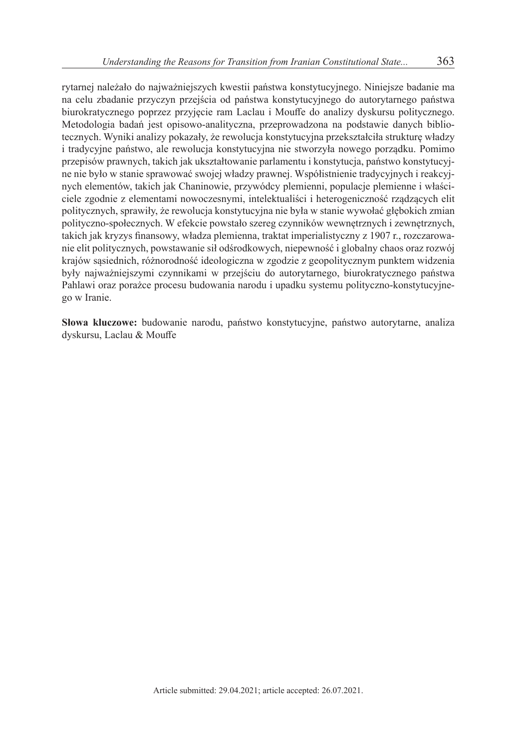rytarnej należało do najważniejszych kwestii państwa konstytucyjnego. Niniejsze badanie ma na celu zbadanie przyczyn przejścia od państwa konstytucyjnego do autorytarnego państwa biurokratycznego poprzez przyjęcie ram Laclau i Mouffe do analizy dyskursu politycznego. Metodologia badań jest opisowo-analityczna, przeprowadzona na podstawie danych bibliotecznych. Wyniki analizy pokazały, że rewolucja konstytucyjna przekształciła strukturę władzy i tradycyjne państwo, ale rewolucja konstytucyjna nie stworzyła nowego porządku. Pomimo przepisów prawnych, takich jak ukształtowanie parlamentu i konstytucja, państwo konstytucyjne nie było w stanie sprawować swojej władzy prawnej. Współistnienie tradycyjnych i reakcyjnych elementów, takich jak Chaninowie, przywódcy plemienni, populacje plemienne i właściciele zgodnie z elementami nowoczesnymi, intelektualiści i heterogeniczność rządzących elit politycznych, sprawiły, że rewolucja konstytucyjna nie była w stanie wywołać głębokich zmian polityczno-społecznych. W efekcie powstało szereg czynników wewnętrznych i zewnętrznych, takich jak kryzys finansowy, władza plemienna, traktat imperialistyczny z 1907 r., rozczarowanie elit politycznych, powstawanie sił odśrodkowych, niepewność i globalny chaos oraz rozwój krajów sąsiednich, różnorodność ideologiczna w zgodzie z geopolitycznym punktem widzenia były najważniejszymi czynnikami w przejściu do autorytarnego, biurokratycznego państwa Pahlawi oraz porażce procesu budowania narodu i upadku systemu polityczno-konstytucyjnego w Iranie.

**Słowa kluczowe:** budowanie narodu, państwo konstytucyjne, państwo autorytarne, analiza dyskursu, Laclau & Mouffe

Article submitted: 29.04.2021; article accepted: 26.07.2021.